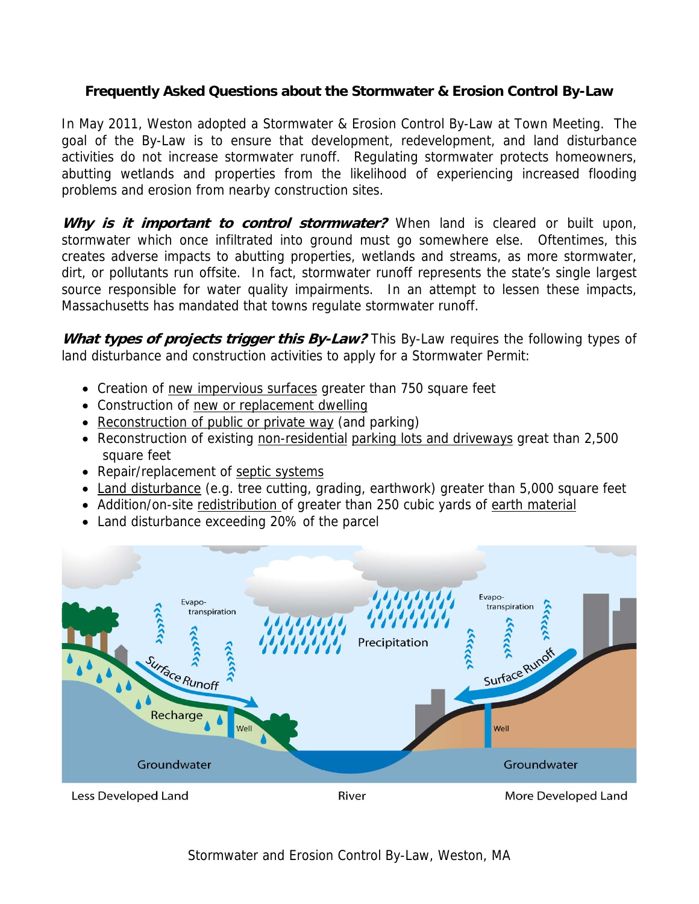**Frequently Asked Questions about the Stormwater & Erosion Control By-Law**

In May 2011, Weston adopted a Stormwater & Erosion Control By-Law at Town Meeting. The goal of the By-Law is to ensure that development, redevelopment, and land disturbance activities do not increase stormwater runoff. Regulating stormwater protects homeowners, abutting wetlands and properties from the likelihood of experiencing increased flooding problems and erosion from nearby construction sites.

***Why is it important to control stormwater?*** When land is cleared or built upon, stormwater which once infiltrated into ground must go somewhere else. Oftentimes, this creates adverse impacts to abutting properties, wetlands and streams, as more stormwater, dirt, or pollutants run offsite. In fact, stormwater runoff represents the state's single largest source responsible for water quality impairments. In an attempt to lessen these impacts, Massachusetts has mandated that towns regulate stormwater runoff.

***What types of projects trigger this By-Law?*** This By-Law requires the following types of land disturbance and construction activities to apply for a Stormwater Permit:

- Creation of new impervious surfaces greater than 750 square feet
- Construction of new or replacement dwelling
- Reconstruction of public or private way (and parking)
- Reconstruction of existing non-residential parking lots and driveways great than 2,500 square feet
- Repair/replacement of septic systems
- Land disturbance (e.g. tree cutting, grading, earthwork) greater than 5,000 square feet
- Addition/on-site redistribution of greater than 250 cubic yards of earth material
- Land disturbance exceeding 20% of the parcel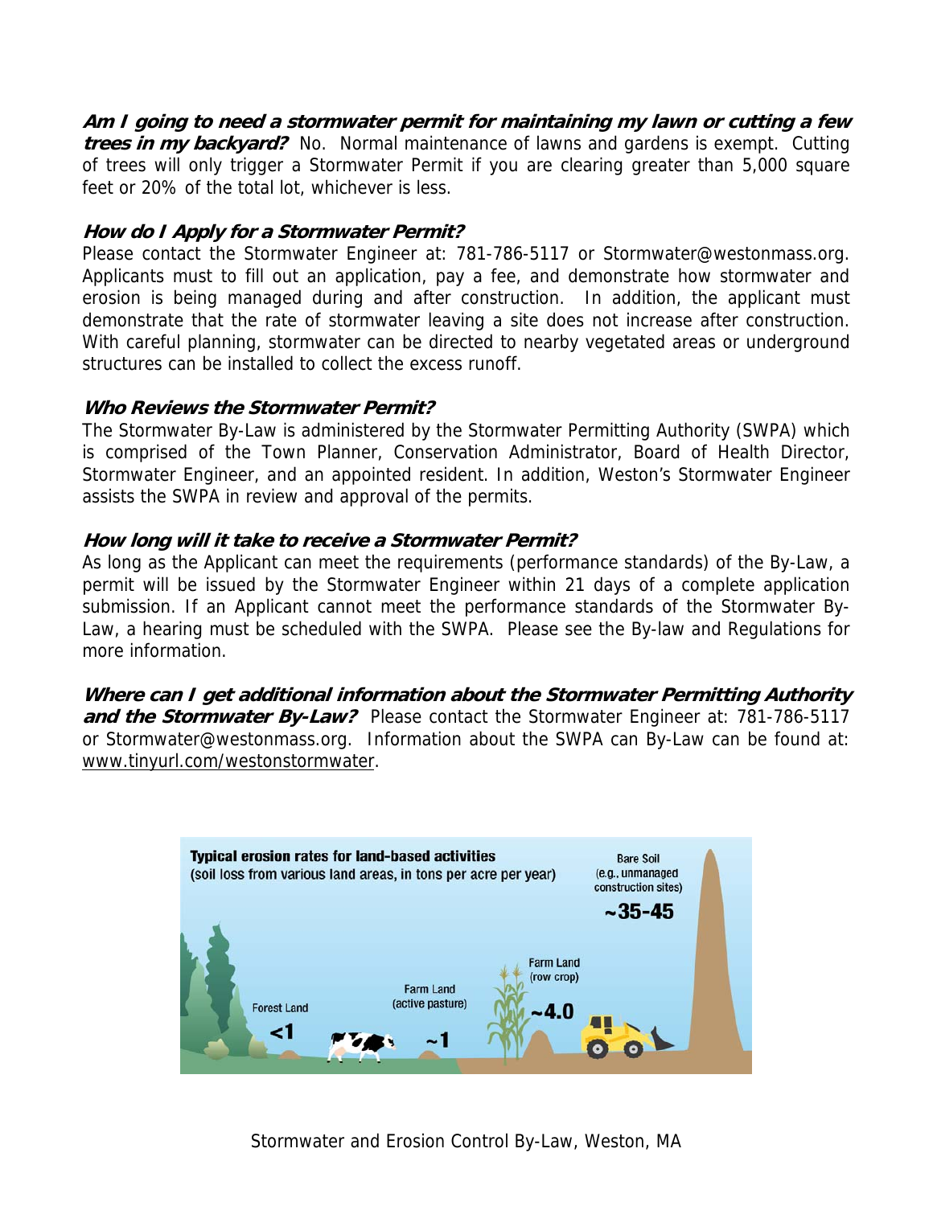***Am I going to need a stormwater permit for maintaining my lawn or cutting a few trees in my backyard?*** No. Normal maintenance of lawns and gardens is exempt. Cutting of trees will only trigger a Stormwater Permit if you are clearing greater than 5,000 square feet or 20% of the total lot, whichever is less.

***How do I Apply for a Stormwater Permit?***

Please contact the Stormwater Engineer at: 781-786-5117 or Stormwater@westonmass.org. Applicants must to fill out an application, pay a fee, and demonstrate how stormwater and erosion is being managed during and after construction. In addition, the applicant must demonstrate that the rate of stormwater leaving a site does not increase after construction. With careful planning, stormwater can be directed to nearby vegetated areas or underground structures can be installed to collect the excess runoff.

***Who Reviews the Stormwater Permit?***

The Stormwater By-Law is administered by the Stormwater Permitting Authority (SWPA) which is comprised of the Town Planner, Conservation Administrator, Board of Health Director, Stormwater Engineer, and an appointed resident. In addition, Weston's Stormwater Engineer assists the SWPA in review and approval of the permits.

***How long will it take to receive a Stormwater Permit?***

As long as the Applicant can meet the requirements (performance standards) of the By-Law, a permit will be issued by the Stormwater Engineer within 21 days of a complete application submission. If an Applicant cannot meet the performance standards of the Stormwater By-Law, a hearing must be scheduled with the SWPA. Please see the By-law and Regulations for more information.

***Where can I get additional information about the Stormwater Permitting Authority and the Stormwater By-Law?*** Please contact the Stormwater Engineer at: 781-786-5117 or Stormwater@westonmass.org. Information about the SWPA can By-Law can be found at: www.tinyurl.com/westonstormwater.

**Typical erosion rates for land-based activities**
(soil loss from various land areas, in tons per acre per year)

Forest Land
<1

Farm Land (active pasture)
~1

Farm Land (row crop)
~4.0

Bare Soil (e.g., unmanaged construction sites)
~35-45

Stormwater and Erosion Control By-Law, Weston, MA